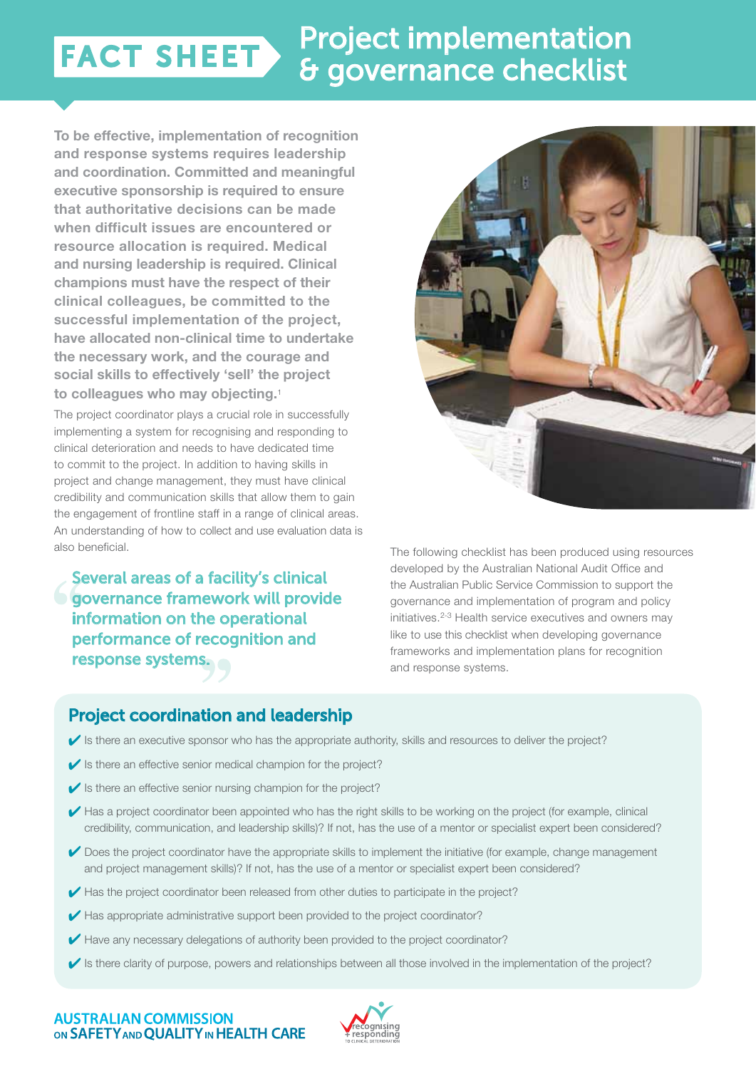FACT SHEET

# Project implementation & governance checklist

**To be effective, implementation of recognition and response systems requires leadership and coordination. Committed and meaningful executive sponsorship is required to ensure that authoritative decisions can be made when difficult issues are encountered or resource allocation is required. Medical and nursing leadership is required. Clinical champions must have the respect of their clinical colleagues, be committed to the successful implementation of the project, have allocated non-clinical time to undertake the necessary work, and the courage and social skills to effectively 'sell' the project to colleagues who may objecting.[1]**

The project coordinator plays a crucial role in successfully implementing a system for recognising and responding to clinical deterioration and needs to have dedicated time to commit to the project. In addition to having skills in project and change management, they must have clinical credibility and communication skills that allow them to gain the engagement of frontline staff in a range of clinical areas. An understanding of how to collect and use evaluation data is also beneficial.

> "Several areas of a facility's clinical governance framework will provide information on the operational performance of recognition and response systems."

The following checklist has been produced using resources developed by the Australian National Audit Office and the Australian Public Service Commission to support the governance and implementation of program and policy initiatives.[2-3] Health service executives and owners may like to use this checklist when developing governance frameworks and implementation plans for recognition and response systems.

## Project coordination and leadership

- ✔ Is there an executive sponsor who has the appropriate authority, skills and resources to deliver the project?
- ✔ Is there an effective senior medical champion for the project?
- ✔ Is there an effective senior nursing champion for the project?
- ✔ Has a project coordinator been appointed who has the right skills to be working on the project (for example, clinical credibility, communication, and leadership skills)? If not, has the use of a mentor or specialist expert been considered?
- ✔ Does the project coordinator have the appropriate skills to implement the initiative (for example, change management and project management skills)? If not, has the use of a mentor or specialist expert been considered?
- ✔ Has the project coordinator been released from other duties to participate in the project?
- ✔ Has appropriate administrative support been provided to the project coordinator?
- ✔ Have any necessary delegations of authority been provided to the project coordinator?
- ✔ Is there clarity of purpose, powers and relationships between all those involved in the implementation of the project?

AUSTRALIAN COMMISSION ON SAFETY AND QUALITY IN HEALTH CARE

recognising + responding TO CLINICAL DETERIORATION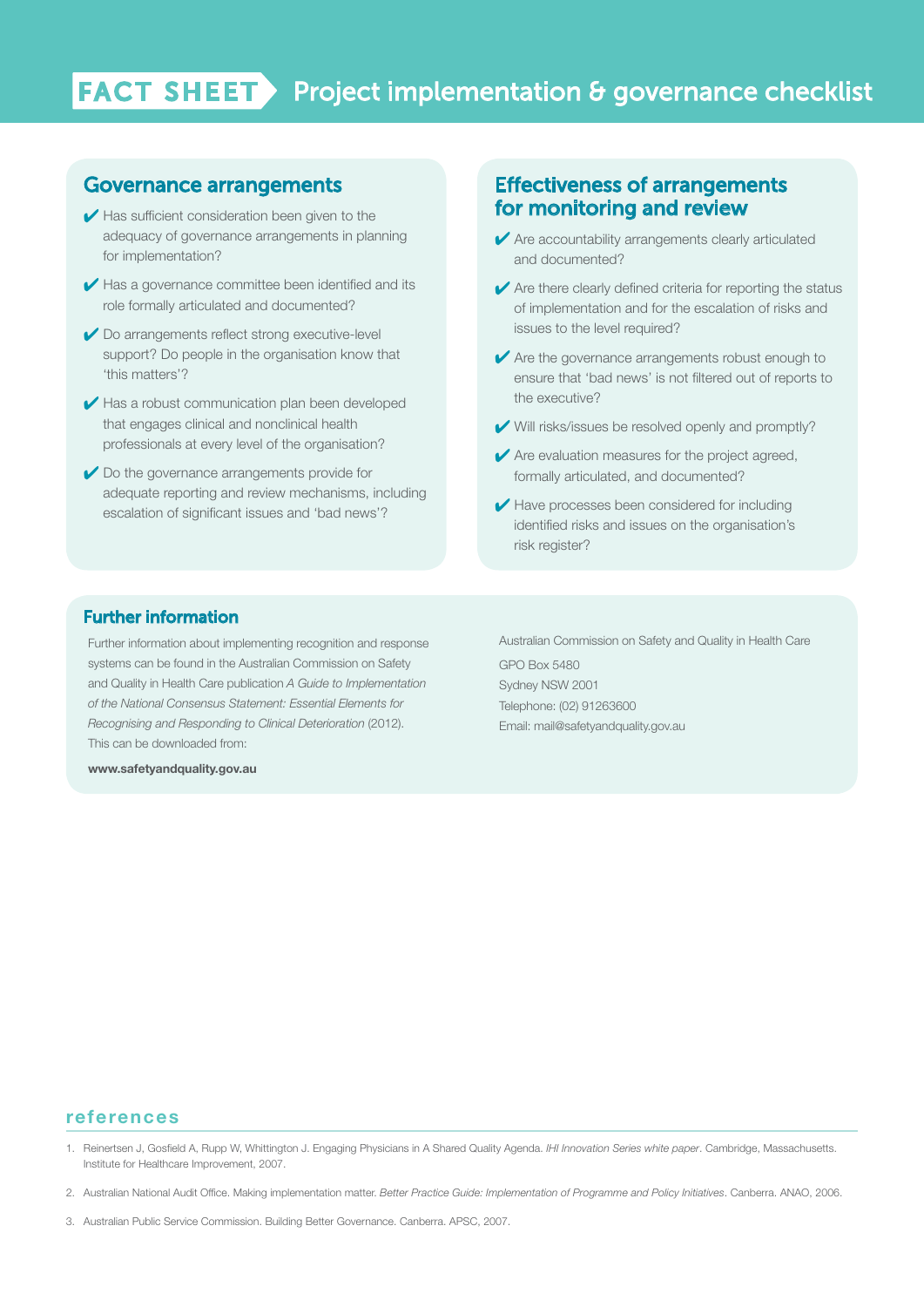# FACT SHEET Project implementation & governance checklist

## Governance arrangements

- ✔ Has sufficient consideration been given to the adequacy of governance arrangements in planning for implementation?
- ✔ Has a governance committee been identified and its role formally articulated and documented?
- ✔ Do arrangements reflect strong executive-level support? Do people in the organisation know that 'this matters'?
- ✔ Has a robust communication plan been developed that engages clinical and nonclinical health professionals at every level of the organisation?
- ✔ Do the governance arrangements provide for adequate reporting and review mechanisms, including escalation of significant issues and 'bad news'?

## Effectiveness of arrangements for monitoring and review

- ✔ Are accountability arrangements clearly articulated and documented?
- ✔ Are there clearly defined criteria for reporting the status of implementation and for the escalation of risks and issues to the level required?
- ✔ Are the governance arrangements robust enough to ensure that 'bad news' is not filtered out of reports to the executive?
- ✔ Will risks/issues be resolved openly and promptly?
- ✔ Are evaluation measures for the project agreed, formally articulated, and documented?
- ✔ Have processes been considered for including identified risks and issues on the organisation's risk register?

## Further information

Further information about implementing recognition and response systems can be found in the Australian Commission on Safety and Quality in Health Care publication *A Guide to Implementation of the National Consensus Statement: Essential Elements for Recognising and Responding to Clinical Deterioration* (2012). This can be downloaded from:

**www.safetyandquality.gov.au**

Australian Commission on Safety and Quality in Health Care
GPO Box 5480
Sydney NSW 2001
Telephone: (02) 91263600
Email: mail@safetyandquality.gov.au

## references

1. Reinertsen J, Gosfield A, Rupp W, Whittington J. Engaging Physicians in A Shared Quality Agenda. *IHI Innovation Series white paper*. Cambridge, Massachusetts. Institute for Healthcare Improvement, 2007.
2. Australian National Audit Office. Making implementation matter. *Better Practice Guide: Implementation of Programme and Policy Initiatives*. Canberra. ANAO, 2006.
3. Australian Public Service Commission. Building Better Governance. Canberra. APSC, 2007.